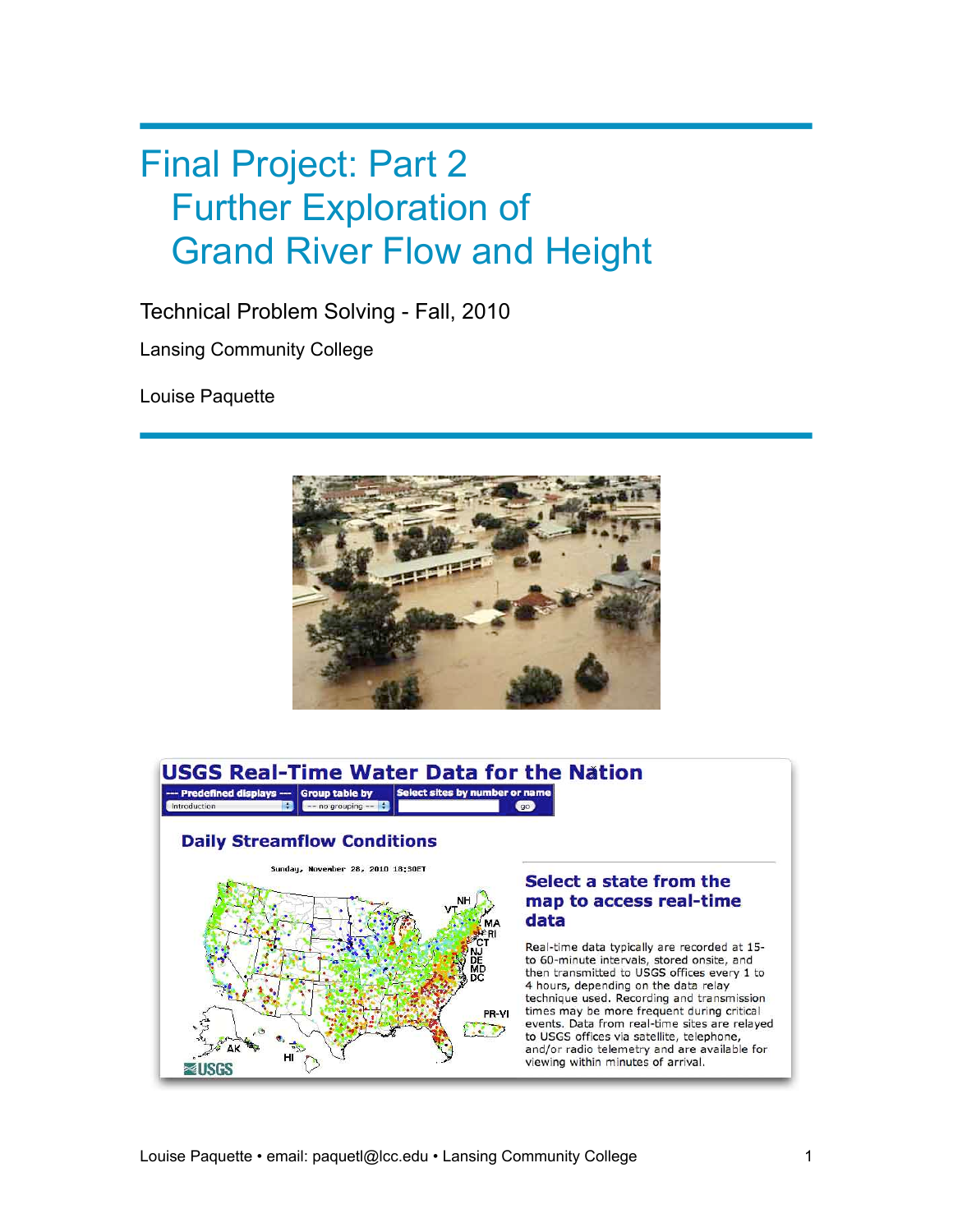# Final Project: Part 2
## Further Exploration of Grand River Flow and Height

Technical Problem Solving - Fall, 2010

Lansing Community College

Louise Paquette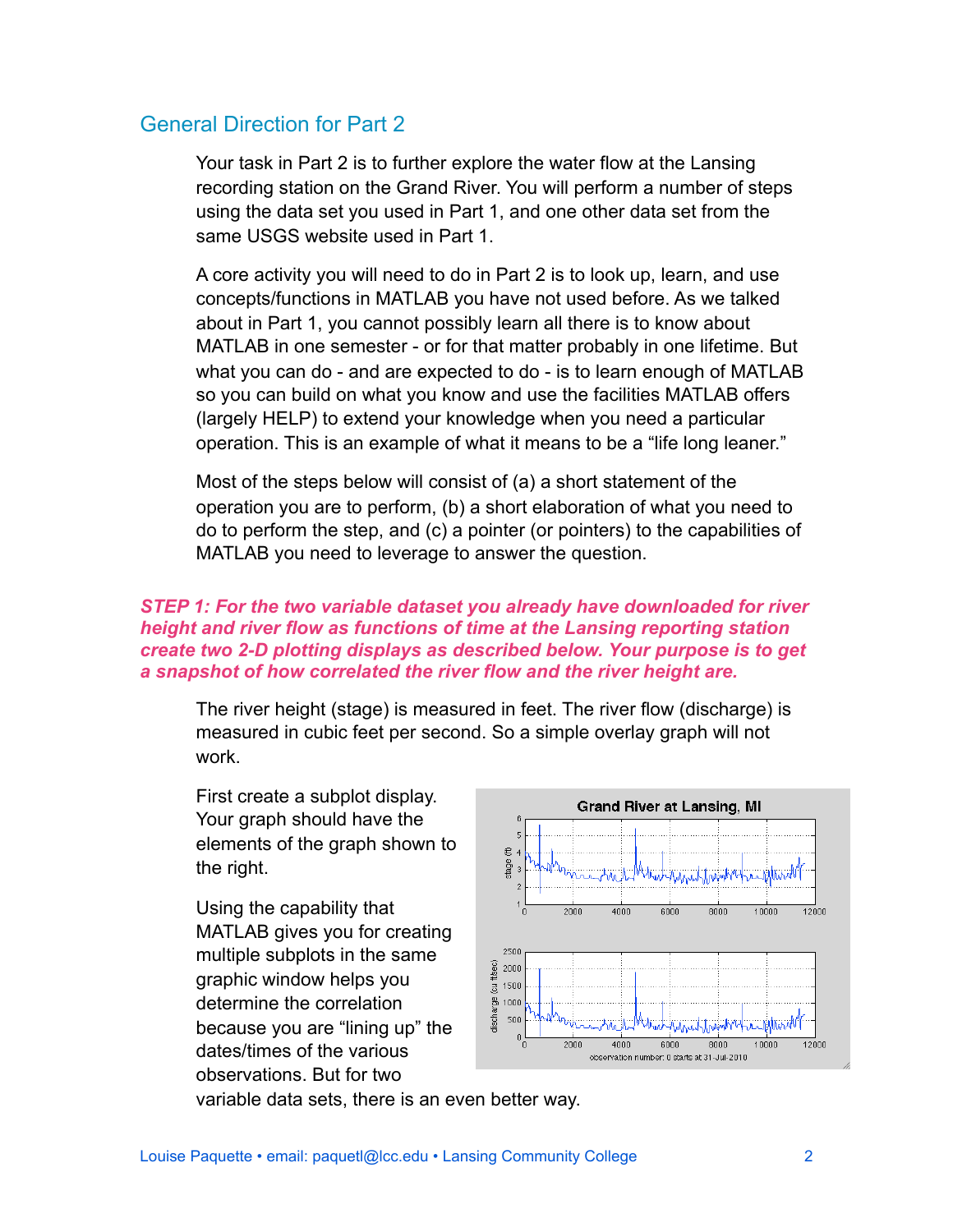## General Direction for Part 2

Your task in Part 2 is to further explore the water flow at the Lansing recording station on the Grand River. You will perform a number of steps using the data set you used in Part 1, and one other data set from the same USGS website used in Part 1.

A core activity you will need to do in Part 2 is to look up, learn, and use concepts/functions in MATLAB you have not used before. As we talked about in Part 1, you cannot possibly learn all there is to know about MATLAB in one semester - or for that matter probably in one lifetime. But what you can do - and are expected to do - is to learn enough of MATLAB so you can build on what you know and use the facilities MATLAB offers (largely HELP) to extend your knowledge when you need a particular operation. This is an example of what it means to be a "life long leaner."

Most of the steps below will consist of (a) a short statement of the operation you are to perform, (b) a short elaboration of what you need to do to perform the step, and (c) a pointer (or pointers) to the capabilities of MATLAB you need to leverage to answer the question.

***STEP 1: For the two variable dataset you already have downloaded for river height and river flow as functions of time at the Lansing reporting station create two 2-D plotting displays as described below. Your purpose is to get a snapshot of how correlated the river flow and the river height are.***

The river height (stage) is measured in feet. The river flow (discharge) is measured in cubic feet per second. So a simple overlay graph will not work.

First create a subplot display. Your graph should have the elements of the graph shown to the right.

Using the capability that MATLAB gives you for creating multiple subplots in the same graphic window helps you determine the correlation because you are "lining up" the dates/times of the various observations. But for two variable data sets, there is an even better way.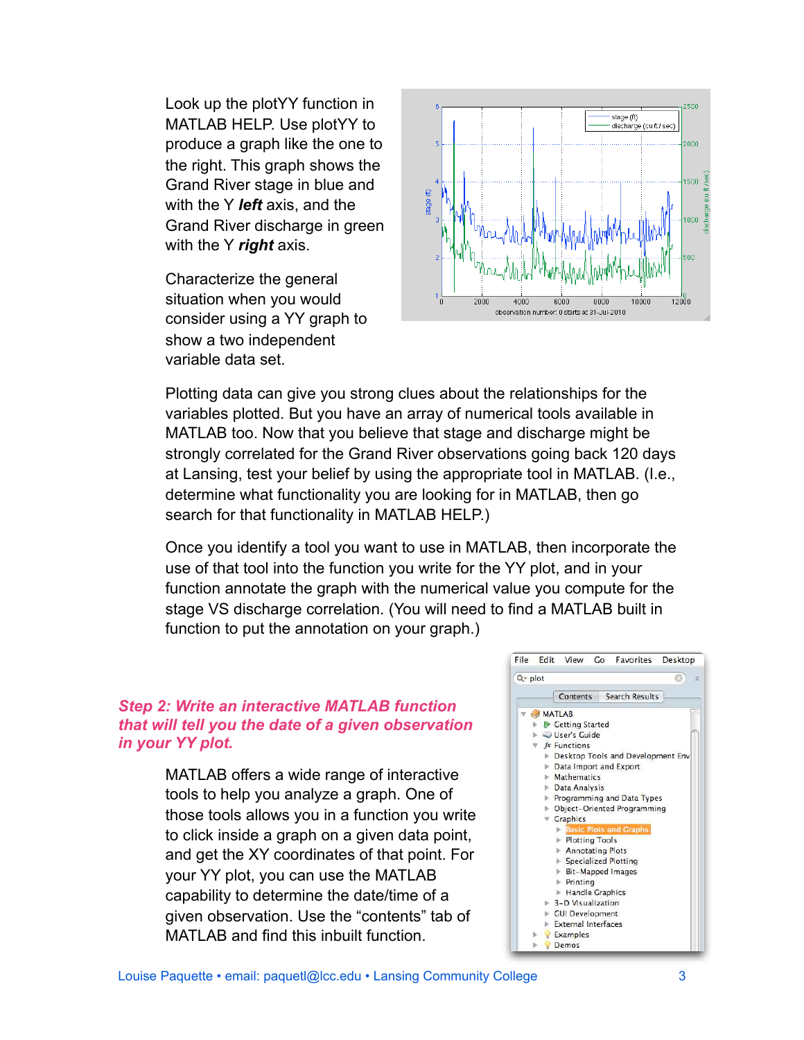Look up the plotYY function in MATLAB HELP. Use plotYY to produce a graph like the one to the right. This graph shows the Grand River stage in blue and with the Y ***left*** axis, and the Grand River discharge in green with the Y ***right*** axis.

Characterize the general situation when you would consider using a YY graph to show a two independent variable data set.

Plotting data can give you strong clues about the relationships for the variables plotted. But you have an array of numerical tools available in MATLAB too. Now that you believe that stage and discharge might be strongly correlated for the Grand River observations going back 120 days at Lansing, test your belief by using the appropriate tool in MATLAB. (I.e., determine what functionality you are looking for in MATLAB, then go search for that functionality in MATLAB HELP.)

Once you identify a tool you want to use in MATLAB, then incorporate the use of that tool into the function you write for the YY plot, and in your function annotate the graph with the numerical value you compute for the stage VS discharge correlation. (You will need to find a MATLAB built in function to put the annotation on your graph.)

### *Step 2: Write an interactive MATLAB function that will tell you the date of a given observation in your YY plot.*

MATLAB offers a wide range of interactive tools to help you analyze a graph. One of those tools allows you in a function you write to click inside a graph on a given data point, and get the XY coordinates of that point. For your YY plot, you can use the MATLAB capability to determine the date/time of a given observation. Use the "contents" tab of MATLAB and find this inbuilt function.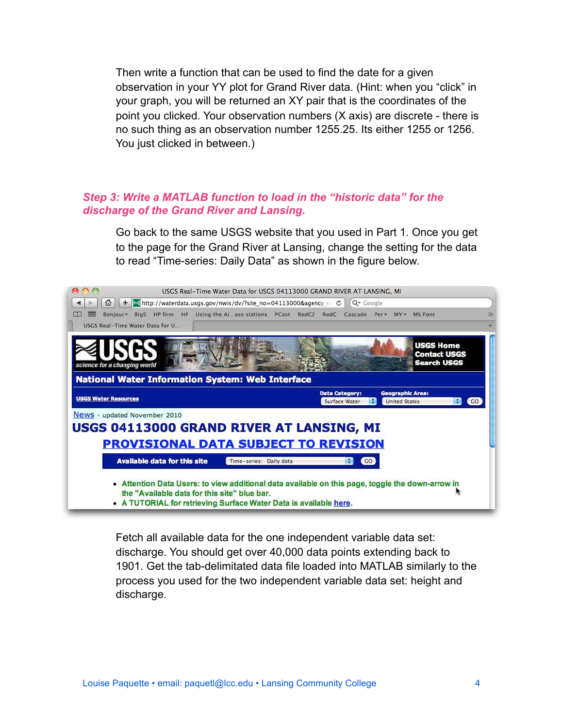Then write a function that can be used to find the date for a given observation in your YY plot for Grand River data. (Hint: when you "click" in your graph, you will be returned an XY pair that is the coordinates of the point you clicked. Your observation numbers (X axis) are discrete - there is no such thing as an observation number 1255.25. Its either 1255 or 1256. You just clicked in between.)

### *Step 3: Write a MATLAB function to load in the "historic data" for the discharge of the Grand River and Lansing.*

Go back to the same USGS website that you used in Part 1. Once you get to the page for the Grand River at Lansing, change the setting for the data to read "Time-series: Daily Data" as shown in the figure below.

Fetch all available data for the one independent variable data set: discharge. You should get over 40,000 data points extending back to 1901. Get the tab-delimitated data file loaded into MATLAB similarly to the process you used for the two independent variable data set: height and discharge.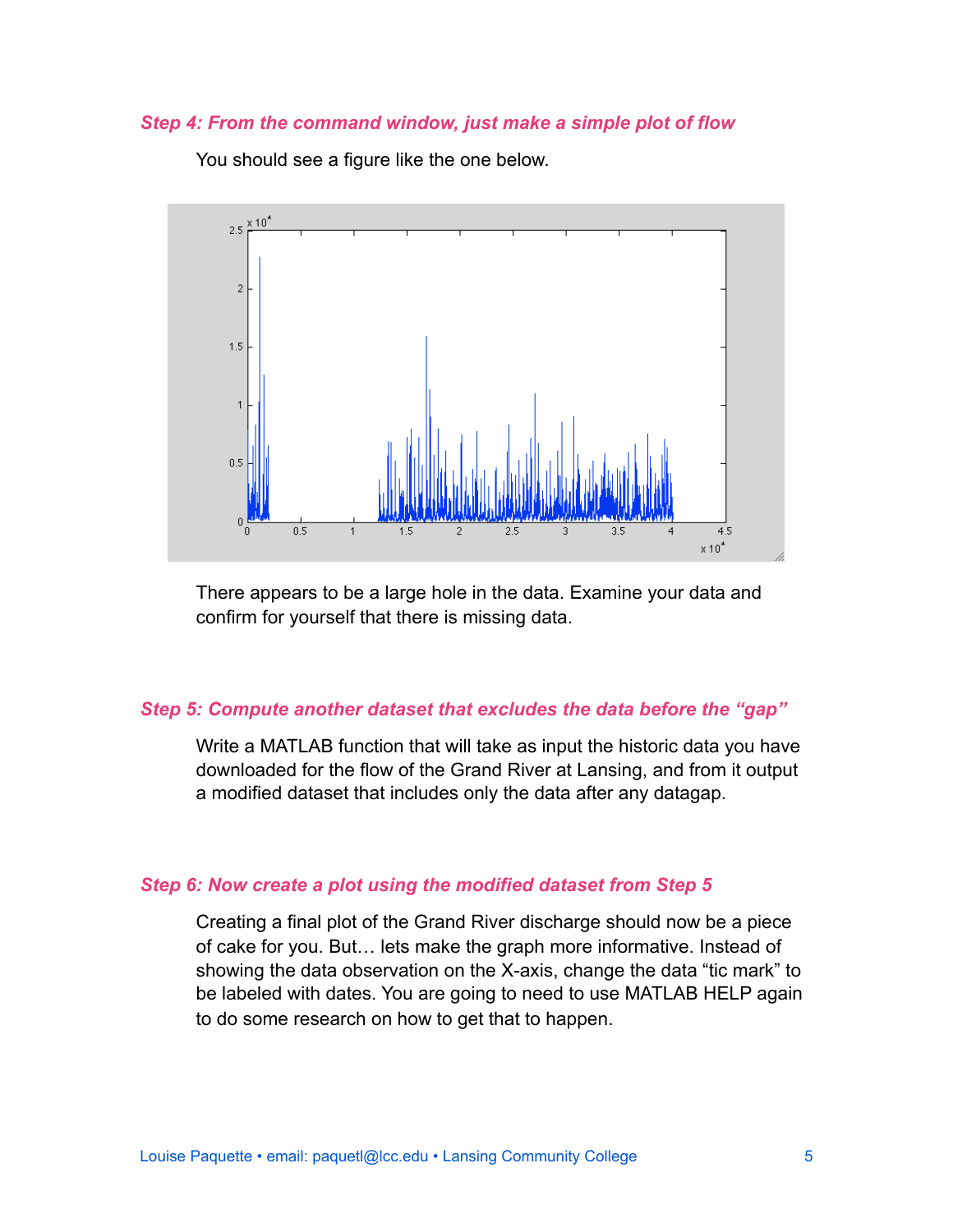### *Step 4: From the command window, just make a simple plot of flow*

You should see a figure like the one below.

There appears to be a large hole in the data. Examine your data and confirm for yourself that there is missing data.

### *Step 5: Compute another dataset that excludes the data before the "gap"*

Write a MATLAB function that will take as input the historic data you have downloaded for the flow of the Grand River at Lansing, and from it output a modified dataset that includes only the data after any datagap.

### *Step 6: Now create a plot using the modified dataset from Step 5*

Creating a final plot of the Grand River discharge should now be a piece of cake for you. But… lets make the graph more informative. Instead of showing the data observation on the X-axis, change the data "tic mark" to be labeled with dates. You are going to need to use MATLAB HELP again to do some research on how to get that to happen.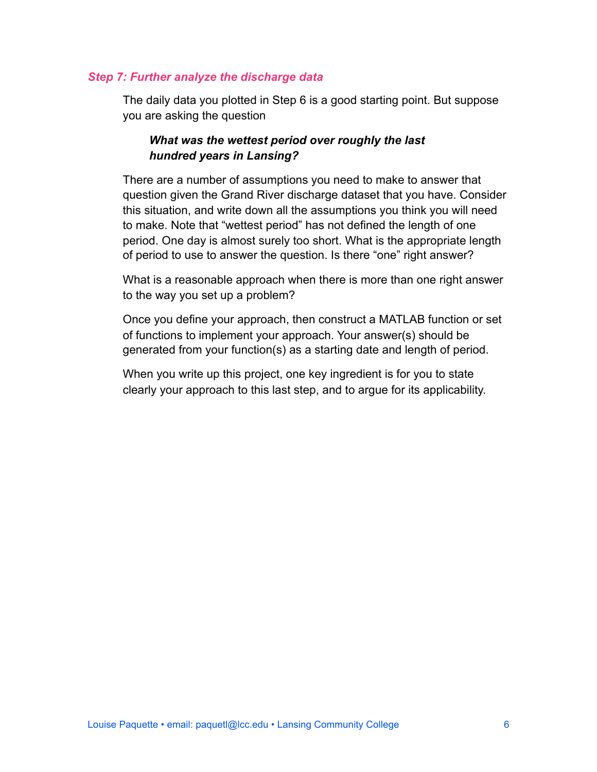### *Step 7: Further analyze the discharge data*

The daily data you plotted in Step 6 is a good starting point. But suppose you are asking the question

> ***What was the wettest period over roughly the last hundred years in Lansing?***

There are a number of assumptions you need to make to answer that question given the Grand River discharge dataset that you have. Consider this situation, and write down all the assumptions you think you will need to make. Note that "wettest period" has not defined the length of one period. One day is almost surely too short. What is the appropriate length of period to use to answer the question. Is there "one" right answer?

What is a reasonable approach when there is more than one right answer to the way you set up a problem?

Once you define your approach, then construct a MATLAB function or set of functions to implement your approach. Your answer(s) should be generated from your function(s) as a starting date and length of period.

When you write up this project, one key ingredient is for you to state clearly your approach to this last step, and to argue for its applicability.